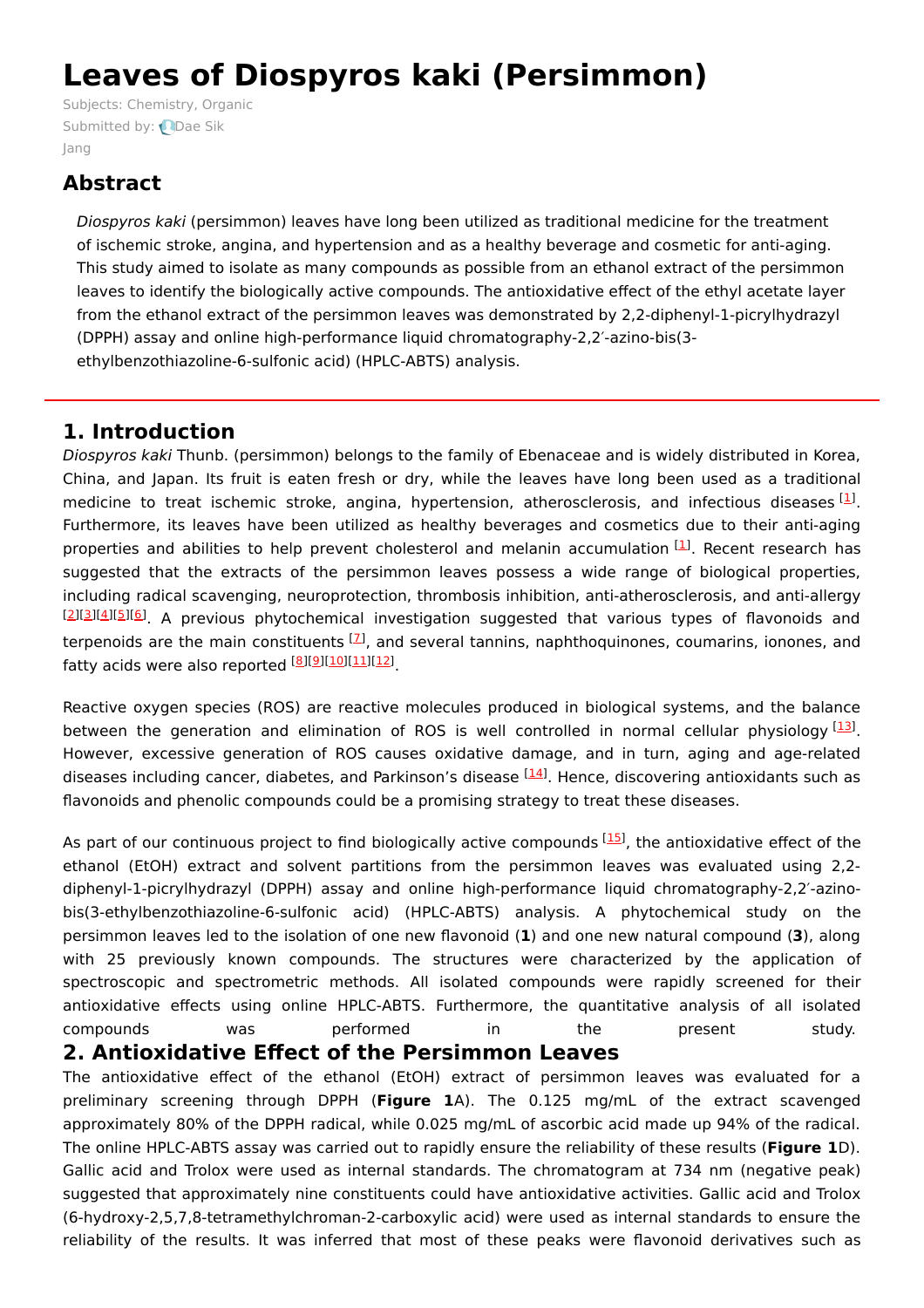# Leaves of Diospyros kaki (Persimmon)

Subjects: Chemistry, Organic
Submitted by: Dae Sik Jang

## Abstract

*Diospyros kaki* (persimmon) leaves have long been utilized as traditional medicine for the treatment of ischemic stroke, angina, and hypertension and as a healthy beverage and cosmetic for anti-aging. This study aimed to isolate as many compounds as possible from an ethanol extract of the persimmon leaves to identify the biologically active compounds. The antioxidative effect of the ethyl acetate layer from the ethanol extract of the persimmon leaves was demonstrated by 2,2-diphenyl-1-picrylhydrazyl (DPPH) assay and online high-performance liquid chromatography-2,2′-azino-bis(3-ethylbenzothiazoline-6-sulfonic acid) (HPLC-ABTS) analysis.

## 1. Introduction

*Diospyros kaki* Thunb. (persimmon) belongs to the family of Ebenaceae and is widely distributed in Korea, China, and Japan. Its fruit is eaten fresh or dry, while the leaves have long been used as a traditional medicine to treat ischemic stroke, angina, hypertension, atherosclerosis, and infectious diseases [1]. Furthermore, its leaves have been utilized as healthy beverages and cosmetics due to their anti-aging properties and abilities to help prevent cholesterol and melanin accumulation [1]. Recent research has suggested that the extracts of the persimmon leaves possess a wide range of biological properties, including radical scavenging, neuroprotection, thrombosis inhibition, anti-atherosclerosis, and anti-allergy [2][3][4][5][6]. A previous phytochemical investigation suggested that various types of flavonoids and terpenoids are the main constituents [7], and several tannins, naphthoquinones, coumarins, ionones, and fatty acids were also reported [8][9][10][11][12].

Reactive oxygen species (ROS) are reactive molecules produced in biological systems, and the balance between the generation and elimination of ROS is well controlled in normal cellular physiology [13]. However, excessive generation of ROS causes oxidative damage, and in turn, aging and age-related diseases including cancer, diabetes, and Parkinson's disease [14]. Hence, discovering antioxidants such as flavonoids and phenolic compounds could be a promising strategy to treat these diseases.

As part of our continuous project to find biologically active compounds [15], the antioxidative effect of the ethanol (EtOH) extract and solvent partitions from the persimmon leaves was evaluated using 2,2-diphenyl-1-picrylhydrazyl (DPPH) assay and online high-performance liquid chromatography-2,2′-azino-bis(3-ethylbenzothiazoline-6-sulfonic acid) (HPLC-ABTS) analysis. A phytochemical study on the persimmon leaves led to the isolation of one new flavonoid (**1**) and one new natural compound (**3**), along with 25 previously known compounds. The structures were characterized by the application of spectroscopic and spectrometric methods. All isolated compounds were rapidly screened for their antioxidative effects using online HPLC-ABTS. Furthermore, the quantitative analysis of all isolated compounds was performed in the present study.

## 2. Antioxidative Effect of the Persimmon Leaves

The antioxidative effect of the ethanol (EtOH) extract of persimmon leaves was evaluated for a preliminary screening through DPPH (**Figure 1**A). The 0.125 mg/mL of the extract scavenged approximately 80% of the DPPH radical, while 0.025 mg/mL of ascorbic acid made up 94% of the radical. The online HPLC-ABTS assay was carried out to rapidly ensure the reliability of these results (**Figure 1**D). Gallic acid and Trolox were used as internal standards. The chromatogram at 734 nm (negative peak) suggested that approximately nine constituents could have antioxidative activities. Gallic acid and Trolox (6-hydroxy-2,5,7,8-tetramethylchroman-2-carboxylic acid) were used as internal standards to ensure the reliability of the results. It was inferred that most of these peaks were flavonoid derivatives such as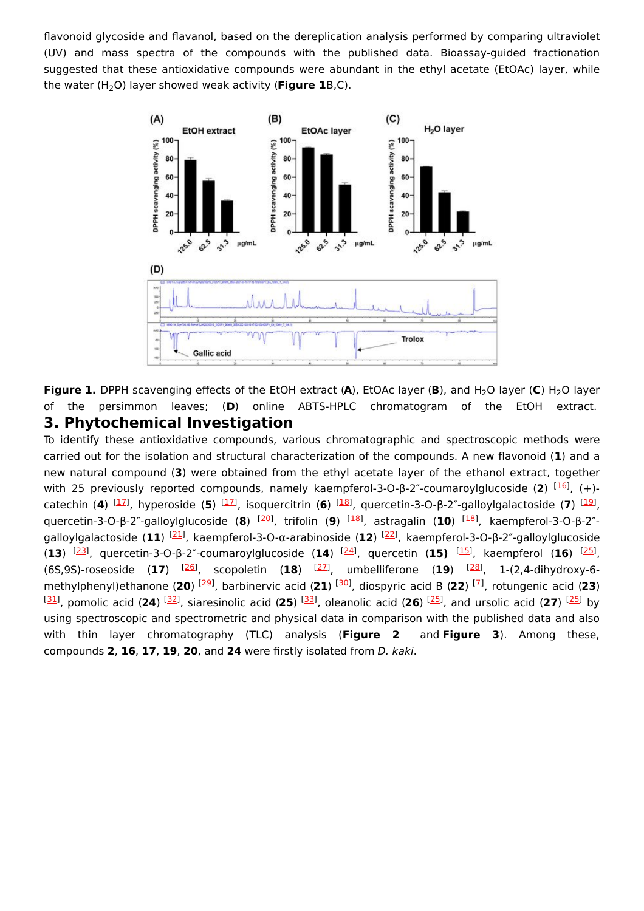flavonoid glycoside and flavanol, based on the dereplication analysis performed by comparing ultraviolet (UV) and mass spectra of the compounds with the published data. Bioassay-guided fractionation suggested that these antioxidative compounds were abundant in the ethyl acetate (EtOAc) layer, while the water ($H_2O$) layer showed weak activity (**Figure 1**B,C).

**Figure 1.** DPPH scavenging effects of the EtOH extract (**A**), EtOAc layer (**B**), and $H_2O$ layer (**C**) $H_2O$ layer of the persimmon leaves; (**D**) online ABTS-HPLC chromatogram of the EtOH extract.

## 3. Phytochemical Investigation

To identify these antioxidative compounds, various chromatographic and spectroscopic methods were carried out for the isolation and structural characterization of the compounds. A new flavonoid (**1**) and a new natural compound (**3**) were obtained from the ethyl acetate layer of the ethanol extract, together with 25 previously reported compounds, namely kaempferol-3-O-β-2″-coumaroylglucoside (**2**) [16], (+)-catechin (**4**) [17], hyperoside (**5**) [17], isoquercitrin (**6**) [18], quercetin-3-O-β-2″-galloylgalactoside (**7**) [19], quercetin-3-O-β-2″-galloylglucoside (**8**) [20], trifolin (**9**) [18], astragalin (**10**) [18], kaempferol-3-O-β-2″-galloylgalactoside (**11**) [21], kaempferol-3-O-α-arabinoside (**12**) [22], kaempferol-3-O-β-2″-galloylglucoside (**13**) [23], quercetin-3-O-β-2″-coumaroylglucoside (**14**) [24], quercetin (**15**) [15], kaempferol (**16**) [25], (6S,9S)-roseoside (**17**) [26], scopoletin (**18**) [27], umbelliferone (**19**) [28], 1-(2,4-dihydroxy-6-methylphenyl)ethanone (**20**) [29], barbinervic acid (**21**) [30], diospyric acid B (**22**) [7], rotungenic acid (**23**) [31], pomolic acid (**24**) [32], siaresinolic acid (**25**) [33], oleanolic acid (**26**) [25], and ursolic acid (**27**) [25] by using spectroscopic and spectrometric and physical data in comparison with the published data and also with thin layer chromatography (TLC) analysis (**Figure 2** and **Figure 3**). Among these, compounds **2**, **16**, **17**, **19**, **20**, and **24** were firstly isolated from *D. kaki*.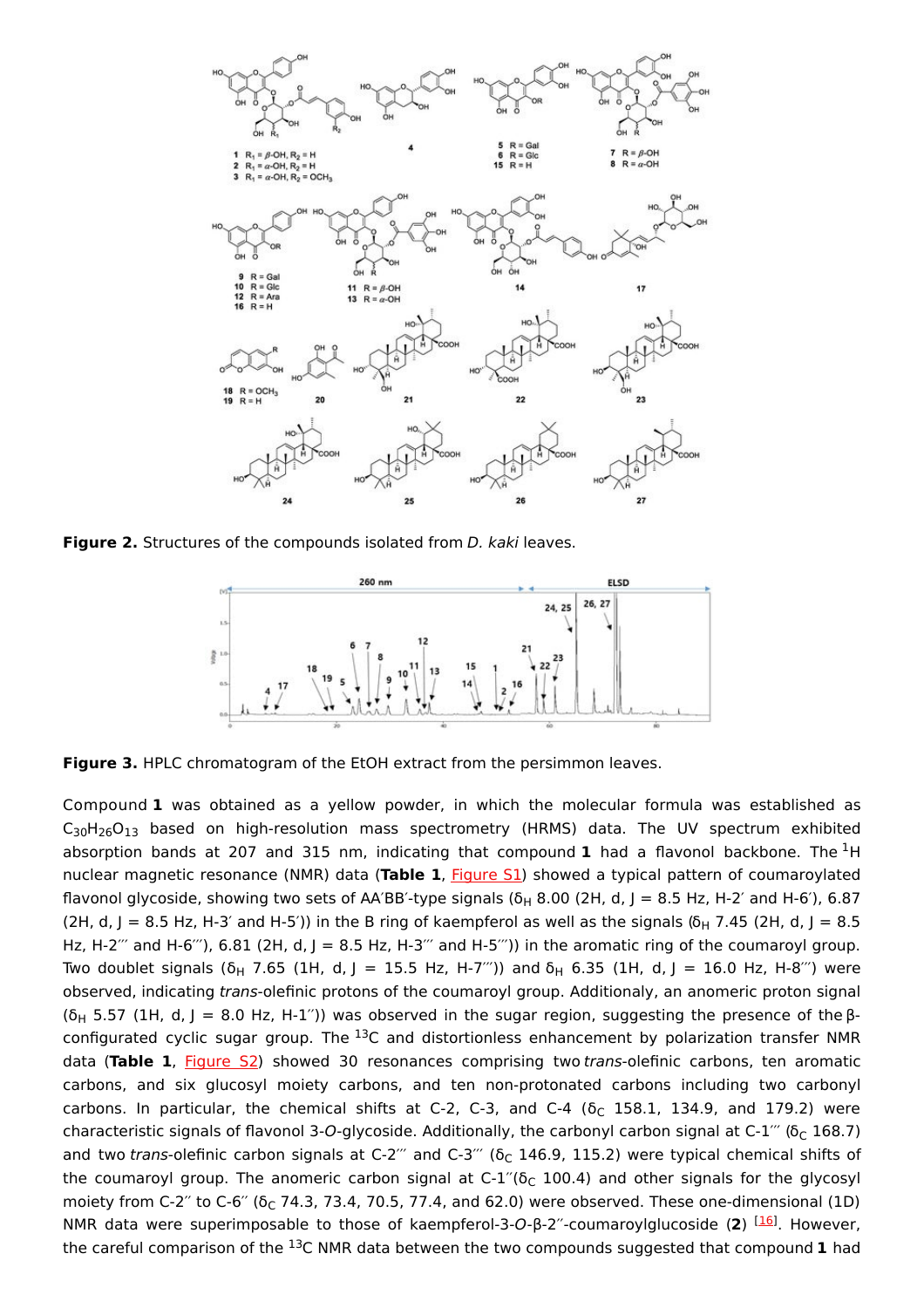**Figure 2.** Structures of the compounds isolated from *D. kaki* leaves.

**Figure 3.** HPLC chromatogram of the EtOH extract from the persimmon leaves.

Compound **1** was obtained as a yellow powder, in which the molecular formula was established as $C_{30}H_{26}O_{13}$ based on high-resolution mass spectrometry (HRMS) data. The UV spectrum exhibited absorption bands at 207 and 315 nm, indicating that compound **1** had a flavonol backbone. The $^1$H nuclear magnetic resonance (NMR) data (**Table 1**, Figure S1) showed a typical pattern of coumaroylated flavonol glycoside, showing two sets of AA′BB′-type signals ($\delta_H$ 8.00 (2H, d, J = 8.5 Hz, H-2′ and H-6′), 6.87 (2H, d, J = 8.5 Hz, H-3′ and H-5′)) in the B ring of kaempferol as well as the signals ($\delta_H$ 7.45 (2H, d, J = 8.5 Hz, H-2‴ and H-6‴), 6.81 (2H, d, J = 8.5 Hz, H-3‴ and H-5‴)) in the aromatic ring of the coumaroyl group. Two doublet signals ($\delta_H$ 7.65 (1H, d, J = 15.5 Hz, H-7‴)) and $\delta_H$ 6.35 (1H, d, J = 16.0 Hz, H-8‴) were observed, indicating *trans*-olefinic protons of the coumaroyl group. Additionaly, an anomeric proton signal ($\delta_H$ 5.57 (1H, d, J = 8.0 Hz, H-1″)) was observed in the sugar region, suggesting the presence of the β-configurated cyclic sugar group. The $^{13}$C and distortionless enhancement by polarization transfer NMR data (**Table 1**, Figure S2) showed 30 resonances comprising two *trans*-olefinic carbons, ten aromatic carbons, and six glucosyl moiety carbons, and ten non-protonated carbons including two carbonyl carbons. In particular, the chemical shifts at C-2, C-3, and C-4 ($\delta_C$ 158.1, 134.9, and 179.2) were characteristic signals of flavonol 3-*O*-glycoside. Additionally, the carbonyl carbon signal at C-1‴ ($\delta_C$ 168.7) and two *trans*-olefinic carbon signals at C-2‴ and C-3‴ ($\delta_C$ 146.9, 115.2) were typical chemical shifts of the coumaroyl group. The anomeric carbon signal at C-1″($\delta_C$ 100.4) and other signals for the glycosyl moiety from C-2″ to C-6″ ($\delta_C$ 74.3, 73.4, 70.5, 77.4, and 62.0) were observed. These one-dimensional (1D) NMR data were superimposable to those of kaempferol-3-*O*-β-2″-coumaroylglucoside (**2**) [16]. However, the careful comparison of the $^{13}$C NMR data between the two compounds suggested that compound **1** had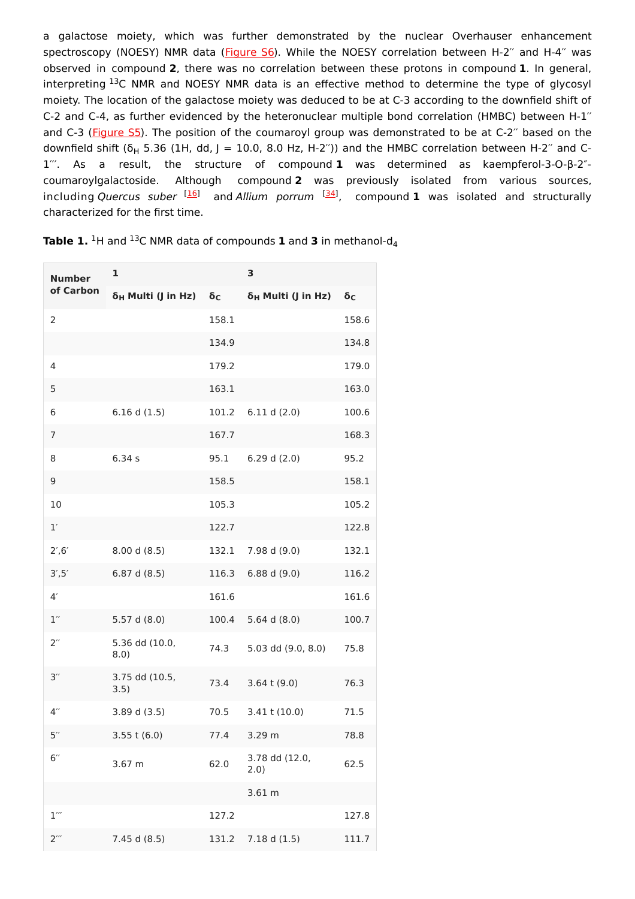a galactose moiety, which was further demonstrated by the nuclear Overhauser enhancement spectroscopy (NOESY) NMR data (Figure S6). While the NOESY correlation between H-2″ and H-4″ was observed in compound **2**, there was no correlation between these protons in compound **1**. In general, interpreting $^{13}$C NMR and NOESY NMR data is an effective method to determine the type of glycosyl moiety. The location of the galactose moiety was deduced to be at C-3 according to the downfield shift of C-2 and C-4, as further evidenced by the heteronuclear multiple bond correlation (HMBC) between H-1″ and C-3 (Figure S5). The position of the coumaroyl group was demonstrated to be at C-2″ based on the downfield shift ($\delta_H$ 5.36 (1H, dd, J = 10.0, 8.0 Hz, H-2″)) and the HMBC correlation between H-2″ and C-1‴. As a result, the structure of compound **1** was determined as kaempferol-3-O-β-2″-coumaroylgalactoside. Although compound **2** was previously isolated from various sources, including *Quercus suber* [16] and *Allium porrum* [34], compound **1** was isolated and structurally characterized for the first time.

**Table 1.** $^1$H and $^{13}$C NMR data of compounds **1** and **3** in methanol-d$_4$

| Number of Carbon | 1 | | 3 | |
|---|---|---|---|---|
| | $\delta_H$ Multi (J in Hz) | $\delta_C$ | $\delta_H$ Multi (J in Hz) | $\delta_C$ |
| 2 | | 158.1 | | 158.6 |
| | | 134.9 | | 134.8 |
| 4 | | 179.2 | | 179.0 |
| 5 | | 163.1 | | 163.0 |
| 6 | 6.16 d (1.5) | 101.2 | 6.11 d (2.0) | 100.6 |
| 7 | | 167.7 | | 168.3 |
| 8 | 6.34 s | 95.1 | 6.29 d (2.0) | 95.2 |
| 9 | | 158.5 | | 158.1 |
| 10 | | 105.3 | | 105.2 |
| 1′ | | 122.7 | | 122.8 |
| 2′,6′ | 8.00 d (8.5) | 132.1 | 7.98 d (9.0) | 132.1 |
| 3′,5′ | 6.87 d (8.5) | 116.3 | 6.88 d (9.0) | 116.2 |
| 4′ | | 161.6 | | 161.6 |
| 1″ | 5.57 d (8.0) | 100.4 | 5.64 d (8.0) | 100.7 |
| 2″ | 5.36 dd (10.0, 8.0) | 74.3 | 5.03 dd (9.0, 8.0) | 75.8 |
| 3″ | 3.75 dd (10.5, 3.5) | 73.4 | 3.64 t (9.0) | 76.3 |
| 4″ | 3.89 d (3.5) | 70.5 | 3.41 t (10.0) | 71.5 |
| 5″ | 3.55 t (6.0) | 77.4 | 3.29 m | 78.8 |
| 6″ | 3.67 m | 62.0 | 3.78 dd (12.0, 2.0) | 62.5 |
| | | | 3.61 m | |
| 1‴ | | 127.2 | | 127.8 |
| 2‴ | 7.45 d (8.5) | 131.2 | 7.18 d (1.5) | 111.7 |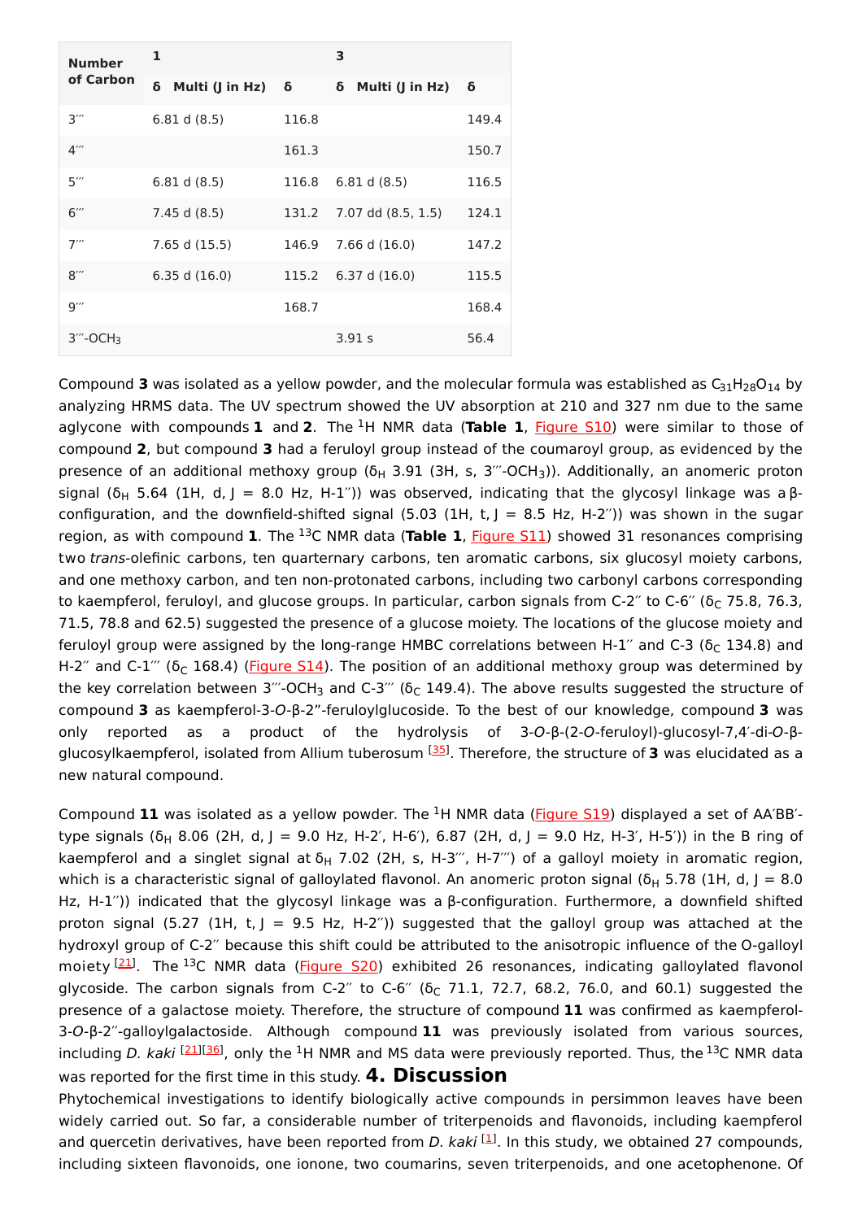| Number of Carbon | 1 | | 3 | |
|---|---|---|---|---|
| | δ Multi (J in Hz) | δ | δ Multi (J in Hz) | δ |
| 3‴ | 6.81 d (8.5) | 116.8 | | 149.4 |
| 4‴ | | 161.3 | | 150.7 |
| 5‴ | 6.81 d (8.5) | 116.8 | 6.81 d (8.5) | 116.5 |
| 6‴ | 7.45 d (8.5) | 131.2 | 7.07 dd (8.5, 1.5) | 124.1 |
| 7‴ | 7.65 d (15.5) | 146.9 | 7.66 d (16.0) | 147.2 |
| 8‴ | 6.35 d (16.0) | 115.2 | 6.37 d (16.0) | 115.5 |
| 9‴ | | 168.7 | | 168.4 |
| 3‴-$OCH_3$ | | | 3.91 s | 56.4 |

Compound **3** was isolated as a yellow powder, and the molecular formula was established as $C_{31}H_{28}O_{14}$ by analyzing HRMS data. The UV spectrum showed the UV absorption at 210 and 327 nm due to the same aglycone with compounds **1** and **2**. The $^{1}$H NMR data (**Table 1**, Figure S10) were similar to those of compound **2**, but compound **3** had a feruloyl group instead of the coumaroyl group, as evidenced by the presence of an additional methoxy group ($\delta_H$ 3.91 (3H, s, 3‴-$OCH_3$)). Additionally, an anomeric proton signal ($\delta_H$ 5.64 (1H, d, J = 8.0 Hz, H-1″)) was observed, indicating that the glycosyl linkage was a β-configuration, and the downfield-shifted signal (5.03 (1H, t, J = 8.5 Hz, H-2″)) was shown in the sugar region, as with compound **1**. The $^{13}$C NMR data (**Table 1**, Figure S11) showed 31 resonances comprising two *trans*-olefinic carbons, ten quarternary carbons, ten aromatic carbons, six glucosyl moiety carbons, and one methoxy carbon, and ten non-protonated carbons, including two carbonyl carbons corresponding to kaempferol, feruloyl, and glucose groups. In particular, carbon signals from C-2″ to C-6″ ($\delta_C$ 75.8, 76.3, 71.5, 78.8 and 62.5) suggested the presence of a glucose moiety. The locations of the glucose moiety and feruloyl group were assigned by the long-range HMBC correlations between H-1″ and C-3 ($\delta_C$ 134.8) and H-2″ and C-1‴ ($\delta_C$ 168.4) (Figure S14). The position of an additional methoxy group was determined by the key correlation between 3‴-$OCH_3$ and C-3‴ ($\delta_C$ 149.4). The above results suggested the structure of compound **3** as kaempferol-3-*O*-β-2″-feruloylglucoside. To the best of our knowledge, compound **3** was only reported as a product of the hydrolysis of 3-*O*-β-(2-*O*-feruloyl)-glucosyl-7,4′-di-*O*-β-glucosylkaempferol, isolated from Allium tuberosum [35]. Therefore, the structure of **3** was elucidated as a new natural compound.

Compound **11** was isolated as a yellow powder. The $^{1}$H NMR data (Figure S19) displayed a set of AA′BB′-type signals ($\delta_H$ 8.06 (2H, d, J = 9.0 Hz, H-2′, H-6′), 6.87 (2H, d, J = 9.0 Hz, H-3′, H-5′)) in the B ring of kaempferol and a singlet signal at $\delta_H$ 7.02 (2H, s, H-3‴, H-7‴) of a galloyl moiety in aromatic region, which is a characteristic signal of galloylated flavonol. An anomeric proton signal ($\delta_H$ 5.78 (1H, d, J = 8.0 Hz, H-1″)) indicated that the glycosyl linkage was a β-configuration. Furthermore, a downfield shifted proton signal (5.27 (1H, t, J = 9.5 Hz, H-2″)) suggested that the galloyl group was attached at the hydroxyl group of C-2″ because this shift could be attributed to the anisotropic influence of the O-galloyl moiety [21]. The $^{13}$C NMR data (Figure S20) exhibited 26 resonances, indicating galloylated flavonol glycoside. The carbon signals from C-2″ to C-6″ ($\delta_C$ 71.1, 72.7, 68.2, 76.0, and 60.1) suggested the presence of a galactose moiety. Therefore, the structure of compound **11** was confirmed as kaempferol-3-*O*-β-2″-galloylgalactoside. Although compound **11** was previously isolated from various sources, including *D. kaki* [21][36], only the $^{1}$H NMR and MS data were previously reported. Thus, the $^{13}$C NMR data was reported for the first time in this study.

# 4. Discussion

Phytochemical investigations to identify biologically active compounds in persimmon leaves have been widely carried out. So far, a considerable number of triterpenoids and flavonoids, including kaempferol and quercetin derivatives, have been reported from *D. kaki* [1]. In this study, we obtained 27 compounds, including sixteen flavonoids, one ionone, two coumarins, seven triterpenoids, and one acetophenone. Of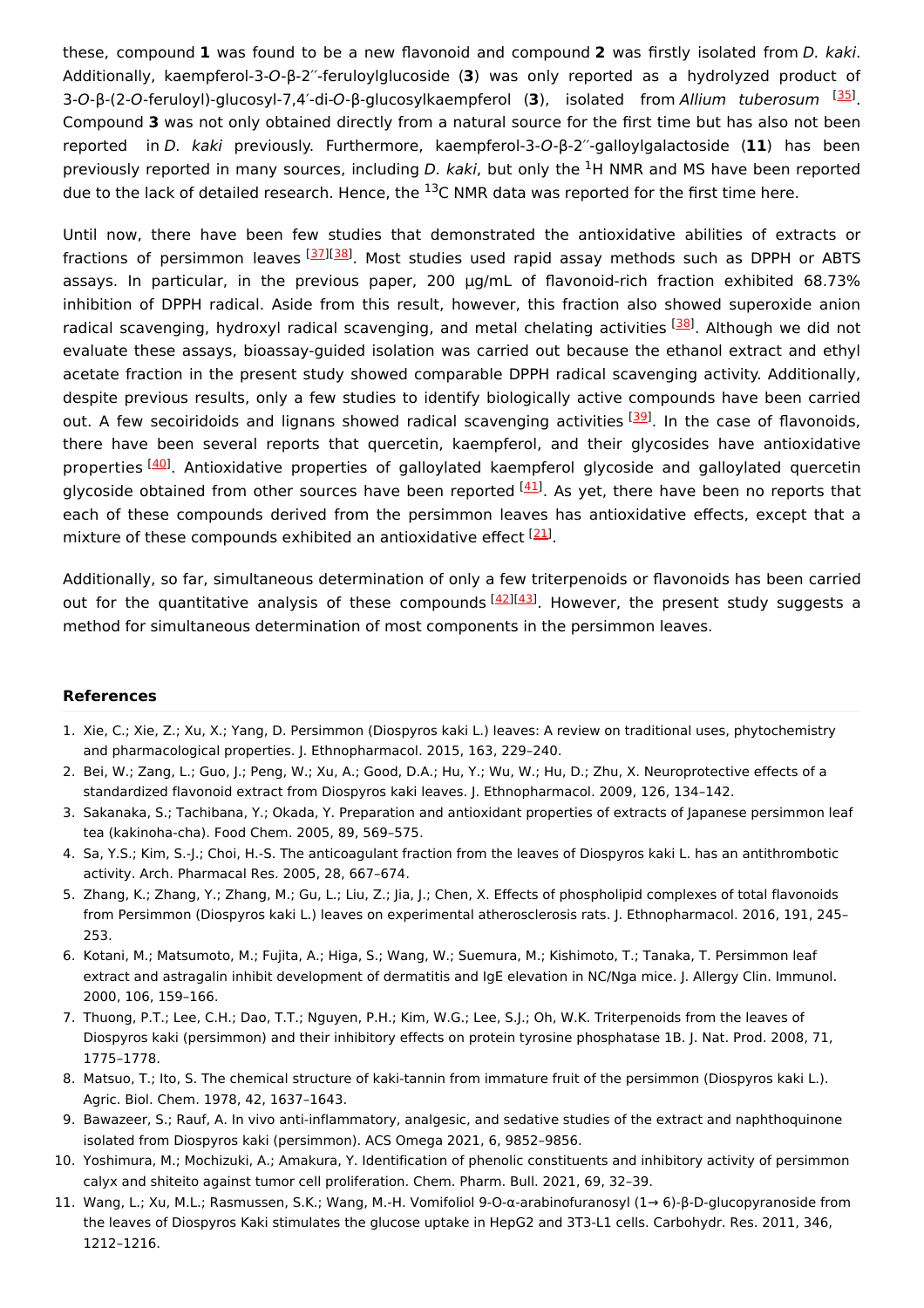these, compound **1** was found to be a new flavonoid and compound **2** was firstly isolated from *D. kaki*. Additionally, kaempferol-3-*O*-β-2′′-feruloylglucoside (**3**) was only reported as a hydrolyzed product of 3-*O*-β-(2-*O*-feruloyl)-glucosyl-7,4′-di-*O*-β-glucosylkaempferol (**3**), isolated from *Allium tuberosum* [35]. Compound **3** was not only obtained directly from a natural source for the first time but has also not been reported in *D. kaki* previously. Furthermore, kaempferol-3-*O*-β-2′′-galloylgalactoside (**11**) has been previously reported in many sources, including *D. kaki*, but only the $^{1}$H NMR and MS have been reported due to the lack of detailed research. Hence, the $^{13}$C NMR data was reported for the first time here.

Until now, there have been few studies that demonstrated the antioxidative abilities of extracts or fractions of persimmon leaves [37][38]. Most studies used rapid assay methods such as DPPH or ABTS assays. In particular, in the previous paper, 200 µg/mL of flavonoid-rich fraction exhibited 68.73% inhibition of DPPH radical. Aside from this result, however, this fraction also showed superoxide anion radical scavenging, hydroxyl radical scavenging, and metal chelating activities [38]. Although we did not evaluate these assays, bioassay-guided isolation was carried out because the ethanol extract and ethyl acetate fraction in the present study showed comparable DPPH radical scavenging activity. Additionally, despite previous results, only a few studies to identify biologically active compounds have been carried out. A few secoiridoids and lignans showed radical scavenging activities [39]. In the case of flavonoids, there have been several reports that quercetin, kaempferol, and their glycosides have antioxidative properties [40]. Antioxidative properties of galloylated kaempferol glycoside and galloylated quercetin glycoside obtained from other sources have been reported [41]. As yet, there have been no reports that each of these compounds derived from the persimmon leaves has antioxidative effects, except that a mixture of these compounds exhibited an antioxidative effect [21].

Additionally, so far, simultaneous determination of only a few triterpenoids or flavonoids has been carried out for the quantitative analysis of these compounds [42][43]. However, the present study suggests a method for simultaneous determination of most components in the persimmon leaves.

## References

1. Xie, C.; Xie, Z.; Xu, X.; Yang, D. Persimmon (Diospyros kaki L.) leaves: A review on traditional uses, phytochemistry and pharmacological properties. J. Ethnopharmacol. 2015, 163, 229–240.
2. Bei, W.; Zang, L.; Guo, J.; Peng, W.; Xu, A.; Good, D.A.; Hu, Y.; Wu, W.; Hu, D.; Zhu, X. Neuroprotective effects of a standardized flavonoid extract from Diospyros kaki leaves. J. Ethnopharmacol. 2009, 126, 134–142.
3. Sakanaka, S.; Tachibana, Y.; Okada, Y. Preparation and antioxidant properties of extracts of Japanese persimmon leaf tea (kakinoha-cha). Food Chem. 2005, 89, 569–575.
4. Sa, Y.S.; Kim, S.-J.; Choi, H.-S. The anticoagulant fraction from the leaves of Diospyros kaki L. has an antithrombotic activity. Arch. Pharmacal Res. 2005, 28, 667–674.
5. Zhang, K.; Zhang, Y.; Zhang, M.; Gu, L.; Liu, Z.; Jia, J.; Chen, X. Effects of phospholipid complexes of total flavonoids from Persimmon (Diospyros kaki L.) leaves on experimental atherosclerosis rats. J. Ethnopharmacol. 2016, 191, 245–253.
6. Kotani, M.; Matsumoto, M.; Fujita, A.; Higa, S.; Wang, W.; Suemura, M.; Kishimoto, T.; Tanaka, T. Persimmon leaf extract and astragalin inhibit development of dermatitis and IgE elevation in NC/Nga mice. J. Allergy Clin. Immunol. 2000, 106, 159–166.
7. Thuong, P.T.; Lee, C.H.; Dao, T.T.; Nguyen, P.H.; Kim, W.G.; Lee, S.J.; Oh, W.K. Triterpenoids from the leaves of Diospyros kaki (persimmon) and their inhibitory effects on protein tyrosine phosphatase 1B. J. Nat. Prod. 2008, 71, 1775–1778.
8. Matsuo, T.; Ito, S. The chemical structure of kaki-tannin from immature fruit of the persimmon (Diospyros kaki L.). Agric. Biol. Chem. 1978, 42, 1637–1643.
9. Bawazeer, S.; Rauf, A. In vivo anti-inflammatory, analgesic, and sedative studies of the extract and naphthoquinone isolated from Diospyros kaki (persimmon). ACS Omega 2021, 6, 9852–9856.
10. Yoshimura, M.; Mochizuki, A.; Amakura, Y. Identification of phenolic constituents and inhibitory activity of persimmon calyx and shiteito against tumor cell proliferation. Chem. Pharm. Bull. 2021, 69, 32–39.
11. Wang, L.; Xu, M.L.; Rasmussen, S.K.; Wang, M.-H. Vomifoliol 9-O-α-arabinofuranosyl (1→ 6)-β-D-glucopyranoside from the leaves of Diospyros Kaki stimulates the glucose uptake in HepG2 and 3T3-L1 cells. Carbohydr. Res. 2011, 346, 1212–1216.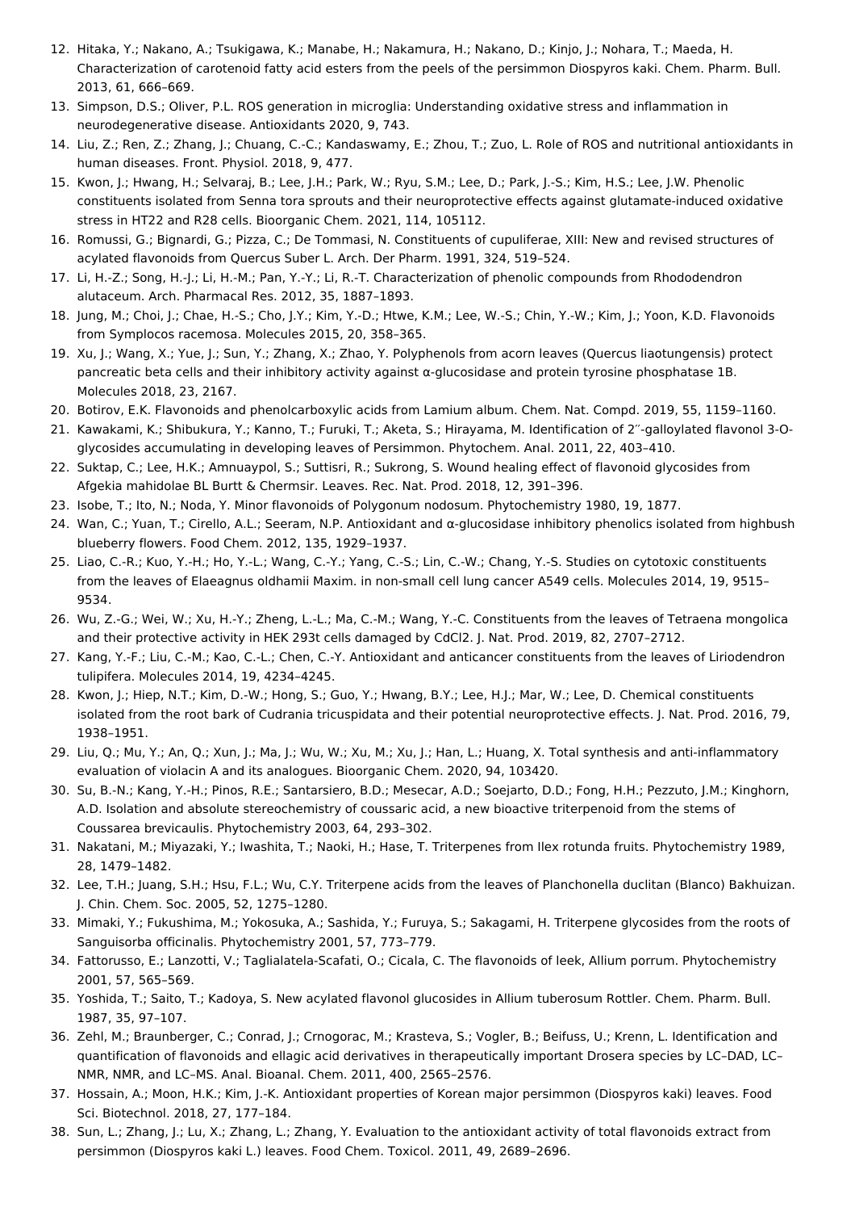12. Hitaka, Y.; Nakano, A.; Tsukigawa, K.; Manabe, H.; Nakamura, H.; Nakano, D.; Kinjo, J.; Nohara, T.; Maeda, H. Characterization of carotenoid fatty acid esters from the peels of the persimmon Diospyros kaki. Chem. Pharm. Bull. 2013, 61, 666–669.
13. Simpson, D.S.; Oliver, P.L. ROS generation in microglia: Understanding oxidative stress and inflammation in neurodegenerative disease. Antioxidants 2020, 9, 743.
14. Liu, Z.; Ren, Z.; Zhang, J.; Chuang, C.-C.; Kandaswamy, E.; Zhou, T.; Zuo, L. Role of ROS and nutritional antioxidants in human diseases. Front. Physiol. 2018, 9, 477.
15. Kwon, J.; Hwang, H.; Selvaraj, B.; Lee, J.H.; Park, W.; Ryu, S.M.; Lee, D.; Park, J.-S.; Kim, H.S.; Lee, J.W. Phenolic constituents isolated from Senna tora sprouts and their neuroprotective effects against glutamate-induced oxidative stress in HT22 and R28 cells. Bioorganic Chem. 2021, 114, 105112.
16. Romussi, G.; Bignardi, G.; Pizza, C.; De Tommasi, N. Constituents of cupuliferae, XIII: New and revised structures of acylated flavonoids from Quercus Suber L. Arch. Der Pharm. 1991, 324, 519–524.
17. Li, H.-Z.; Song, H.-J.; Li, H.-M.; Pan, Y.-Y.; Li, R.-T. Characterization of phenolic compounds from Rhododendron alutaceum. Arch. Pharmacal Res. 2012, 35, 1887–1893.
18. Jung, M.; Choi, J.; Chae, H.-S.; Cho, J.Y.; Kim, Y.-D.; Htwe, K.M.; Lee, W.-S.; Chin, Y.-W.; Kim, J.; Yoon, K.D. Flavonoids from Symplocos racemosa. Molecules 2015, 20, 358–365.
19. Xu, J.; Wang, X.; Yue, J.; Sun, Y.; Zhang, X.; Zhao, Y. Polyphenols from acorn leaves (Quercus liaotungensis) protect pancreatic beta cells and their inhibitory activity against α-glucosidase and protein tyrosine phosphatase 1B. Molecules 2018, 23, 2167.
20. Botirov, E.K. Flavonoids and phenolcarboxylic acids from Lamium album. Chem. Nat. Compd. 2019, 55, 1159–1160.
21. Kawakami, K.; Shibukura, Y.; Kanno, T.; Furuki, T.; Aketa, S.; Hirayama, M. Identification of 2′′-galloylated flavonol 3-O-glycosides accumulating in developing leaves of Persimmon. Phytochem. Anal. 2011, 22, 403–410.
22. Suktap, C.; Lee, H.K.; Amnuaypol, S.; Suttisri, R.; Sukrong, S. Wound healing effect of flavonoid glycosides from Afgekia mahidolae BL Burtt & Chermsir. Leaves. Rec. Nat. Prod. 2018, 12, 391–396.
23. Isobe, T.; Ito, N.; Noda, Y. Minor flavonoids of Polygonum nodosum. Phytochemistry 1980, 19, 1877.
24. Wan, C.; Yuan, T.; Cirello, A.L.; Seeram, N.P. Antioxidant and α-glucosidase inhibitory phenolics isolated from highbush blueberry flowers. Food Chem. 2012, 135, 1929–1937.
25. Liao, C.-R.; Kuo, Y.-H.; Ho, Y.-L.; Wang, C.-Y.; Yang, C.-S.; Lin, C.-W.; Chang, Y.-S. Studies on cytotoxic constituents from the leaves of Elaeagnus oldhamii Maxim. in non-small cell lung cancer A549 cells. Molecules 2014, 19, 9515–9534.
26. Wu, Z.-G.; Wei, W.; Xu, H.-Y.; Zheng, L.-L.; Ma, C.-M.; Wang, Y.-C. Constituents from the leaves of Tetraena mongolica and their protective activity in HEK 293t cells damaged by $CdCl_2$. J. Nat. Prod. 2019, 82, 2707–2712.
27. Kang, Y.-F.; Liu, C.-M.; Kao, C.-L.; Chen, C.-Y. Antioxidant and anticancer constituents from the leaves of Liriodendron tulipifera. Molecules 2014, 19, 4234–4245.
28. Kwon, J.; Hiep, N.T.; Kim, D.-W.; Hong, S.; Guo, Y.; Hwang, B.Y.; Lee, H.J.; Mar, W.; Lee, D. Chemical constituents isolated from the root bark of Cudrania tricuspidata and their potential neuroprotective effects. J. Nat. Prod. 2016, 79, 1938–1951.
29. Liu, Q.; Mu, Y.; An, Q.; Xun, J.; Ma, J.; Wu, W.; Xu, M.; Xu, J.; Han, L.; Huang, X. Total synthesis and anti-inflammatory evaluation of violacin A and its analogues. Bioorganic Chem. 2020, 94, 103420.
30. Su, B.-N.; Kang, Y.-H.; Pinos, R.E.; Santarsiero, B.D.; Mesecar, A.D.; Soejarto, D.D.; Fong, H.H.; Pezzuto, J.M.; Kinghorn, A.D. Isolation and absolute stereochemistry of coussaric acid, a new bioactive triterpenoid from the stems of Coussarea brevicaulis. Phytochemistry 2003, 64, 293–302.
31. Nakatani, M.; Miyazaki, Y.; Iwashita, T.; Naoki, H.; Hase, T. Triterpenes from Ilex rotunda fruits. Phytochemistry 1989, 28, 1479–1482.
32. Lee, T.H.; Juang, S.H.; Hsu, F.L.; Wu, C.Y. Triterpene acids from the leaves of Planchonella duclitan (Blanco) Bakhuizan. J. Chin. Chem. Soc. 2005, 52, 1275–1280.
33. Mimaki, Y.; Fukushima, M.; Yokosuka, A.; Sashida, Y.; Furuya, S.; Sakagami, H. Triterpene glycosides from the roots of Sanguisorba officinalis. Phytochemistry 2001, 57, 773–779.
34. Fattorusso, E.; Lanzotti, V.; Taglialatela-Scafati, O.; Cicala, C. The flavonoids of leek, Allium porrum. Phytochemistry 2001, 57, 565–569.
35. Yoshida, T.; Saito, T.; Kadoya, S. New acylated flavonol glucosides in Allium tuberosum Rottler. Chem. Pharm. Bull. 1987, 35, 97–107.
36. Zehl, M.; Braunberger, C.; Conrad, J.; Crnogorac, M.; Krasteva, S.; Vogler, B.; Beifuss, U.; Krenn, L. Identification and quantification of flavonoids and ellagic acid derivatives in therapeutically important Drosera species by LC–DAD, LC–NMR, NMR, and LC–MS. Anal. Bioanal. Chem. 2011, 400, 2565–2576.
37. Hossain, A.; Moon, H.K.; Kim, J.-K. Antioxidant properties of Korean major persimmon (Diospyros kaki) leaves. Food Sci. Biotechnol. 2018, 27, 177–184.
38. Sun, L.; Zhang, J.; Lu, X.; Zhang, L.; Zhang, Y. Evaluation to the antioxidant activity of total flavonoids extract from persimmon (Diospyros kaki L.) leaves. Food Chem. Toxicol. 2011, 49, 2689–2696.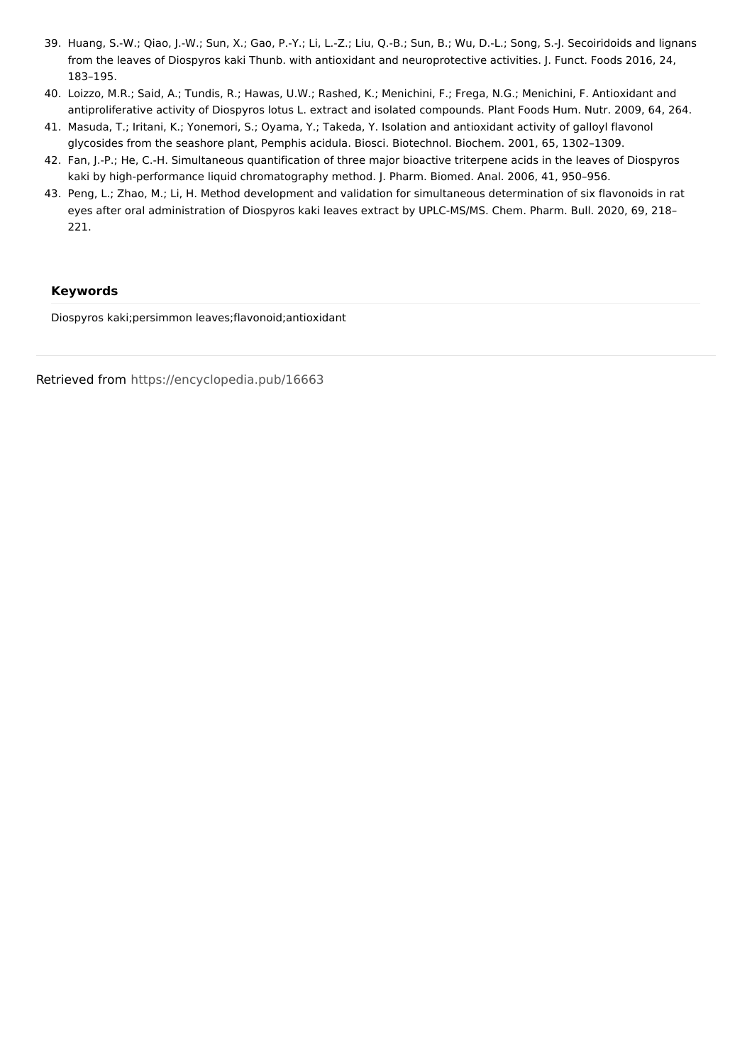39. Huang, S.-W.; Qiao, J.-W.; Sun, X.; Gao, P.-Y.; Li, L.-Z.; Liu, Q.-B.; Sun, B.; Wu, D.-L.; Song, S.-J. Secoiridoids and lignans from the leaves of Diospyros kaki Thunb. with antioxidant and neuroprotective activities. J. Funct. Foods 2016, 24, 183–195.
40. Loizzo, M.R.; Said, A.; Tundis, R.; Hawas, U.W.; Rashed, K.; Menichini, F.; Frega, N.G.; Menichini, F. Antioxidant and antiproliferative activity of Diospyros lotus L. extract and isolated compounds. Plant Foods Hum. Nutr. 2009, 64, 264.
41. Masuda, T.; Iritani, K.; Yonemori, S.; Oyama, Y.; Takeda, Y. Isolation and antioxidant activity of galloyl flavonol glycosides from the seashore plant, Pemphis acidula. Biosci. Biotechnol. Biochem. 2001, 65, 1302–1309.
42. Fan, J.-P.; He, C.-H. Simultaneous quantification of three major bioactive triterpene acids in the leaves of Diospyros kaki by high-performance liquid chromatography method. J. Pharm. Biomed. Anal. 2006, 41, 950–956.
43. Peng, L.; Zhao, M.; Li, H. Method development and validation for simultaneous determination of six flavonoids in rat eyes after oral administration of Diospyros kaki leaves extract by UPLC-MS/MS. Chem. Pharm. Bull. 2020, 69, 218–221.

**Keywords**

Diospyros kaki;persimmon leaves;flavonoid;antioxidant

Retrieved from https://encyclopedia.pub/16663